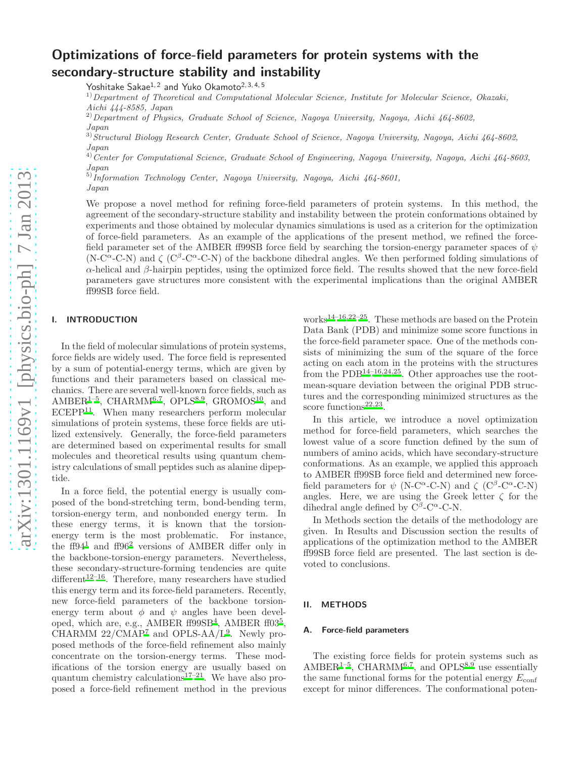# Optimizations of force-field parameters for protein systems with the secondary-structure stability and instability

Yoshitake Sakae[1,2] and Yuko Okamoto[2,3,4,5]

[1] *Department of Theoretical and Computational Molecular Science, Institute for Molecular Science, Okazaki, Aichi 444-8585, Japan*

[2] *Department of Physics, Graduate School of Science, Nagoya University, Nagoya, Aichi 464-8602, Japan*

[3] *Structural Biology Research Center, Graduate School of Science, Nagoya University, Nagoya, Aichi 464-8602, Japan*

[4] *Center for Computational Science, Graduate School of Engineering, Nagoya University, Nagoya, Aichi 464-8603, Japan*

[5] *Information Technology Center, Nagoya University, Nagoya, Aichi 464-8601, Japan*

We propose a novel method for refining force-field parameters of protein systems. In this method, the agreement of the secondary-structure stability and instability between the protein conformations obtained by experiments and those obtained by molecular dynamics simulations is used as a criterion for the optimization of force-field parameters. As an example of the applications of the present method, we refined the force-field parameter set of the AMBER ff99SB force field by searching the torsion-energy parameter spaces of $\psi$ (N-C$^{\alpha}$-C-N) and $\zeta$ (C$^{\beta}$-C$^{\alpha}$-C-N) of the backbone dihedral angles. We then performed folding simulations of $\alpha$-helical and $\beta$-hairpin peptides, using the optimized force field. The results showed that the new force-field parameters gave structures more consistent with the experimental implications than the original AMBER ff99SB force field.

## I. INTRODUCTION

In the field of molecular simulations of protein systems, force fields are widely used. The force field is represented by a sum of potential-energy terms, which are given by functions and their parameters based on classical mechanics. There are several well-known force fields, such as AMBER[1–5], CHARMM[6,7], OPLS[8,9], GROMOS[10], and ECEPP[11]. When many researchers perform molecular simulations of protein systems, these force fields are utilized extensively. Generally, the force-field parameters are determined based on experimental results for small molecules and theoretical results using quantum chemistry calculations of small peptides such as alanine dipeptide.

In a force field, the potential energy is usually composed of the bond-stretching term, bond-bending term, torsion-energy term, and nonbonded energy term. In these energy terms, it is known that the torsion-energy term is the most problematic. For instance, the ff94[1] and ff96[2] versions of AMBER differ only in the backbone-torsion-energy parameters. Nevertheless, these secondary-structure-forming tendencies are quite different[12–16]. Therefore, many researchers have studied this energy term and its force-field parameters. Recently, new force-field parameters of the backbone torsion-energy term about $\phi$ and $\psi$ angles have been developed, which are, e.g., AMBER ff99SB[4], AMBER ff03[5], CHARMM 22/CMAP[7] and OPLS-AA/L[9]. Newly proposed methods of the force-field refinement also mainly concentrate on the torsion-energy terms. These modifications of the torsion energy are usually based on quantum chemistry calculations[17–21]. We have also proposed a force-field refinement method in the previous works[14–16,22–25]. These methods are based on the Protein Data Bank (PDB) and minimize some score functions in the force-field parameter space. One of the methods consists of minimizing the sum of the square of the force acting on each atom in the proteins with the structures from the PDB[14–16,24,25]. Other approaches use the root-mean-square deviation between the original PDB structures and the corresponding minimized structures as the score functions[22,23].

In this article, we introduce a novel optimization method for force-field parameters, which searches the lowest value of a score function defined by the sum of numbers of amino acids, which have secondary-structure conformations. As an example, we applied this approach to AMBER ff99SB force field and determined new force-field parameters for $\psi$ (N-C$^{\alpha}$-C-N) and $\zeta$ (C$^{\beta}$-C$^{\alpha}$-C-N) angles. Here, we are using the Greek letter $\zeta$ for the dihedral angle defined by C$^{\beta}$-C$^{\alpha}$-C-N.

In Methods section the details of the methodology are given. In Results and Discussion section the results of applications of the optimization method to the AMBER ff99SB force field are presented. The last section is devoted to conclusions.

## II. METHODS

### A. Force-field parameters

The existing force fields for protein systems such as AMBER[1–5], CHARMM[6,7], and OPLS[8,9] use essentially the same functional forms for the potential energy $E_{\rm conf}$ except for minor differences. The conformational poten-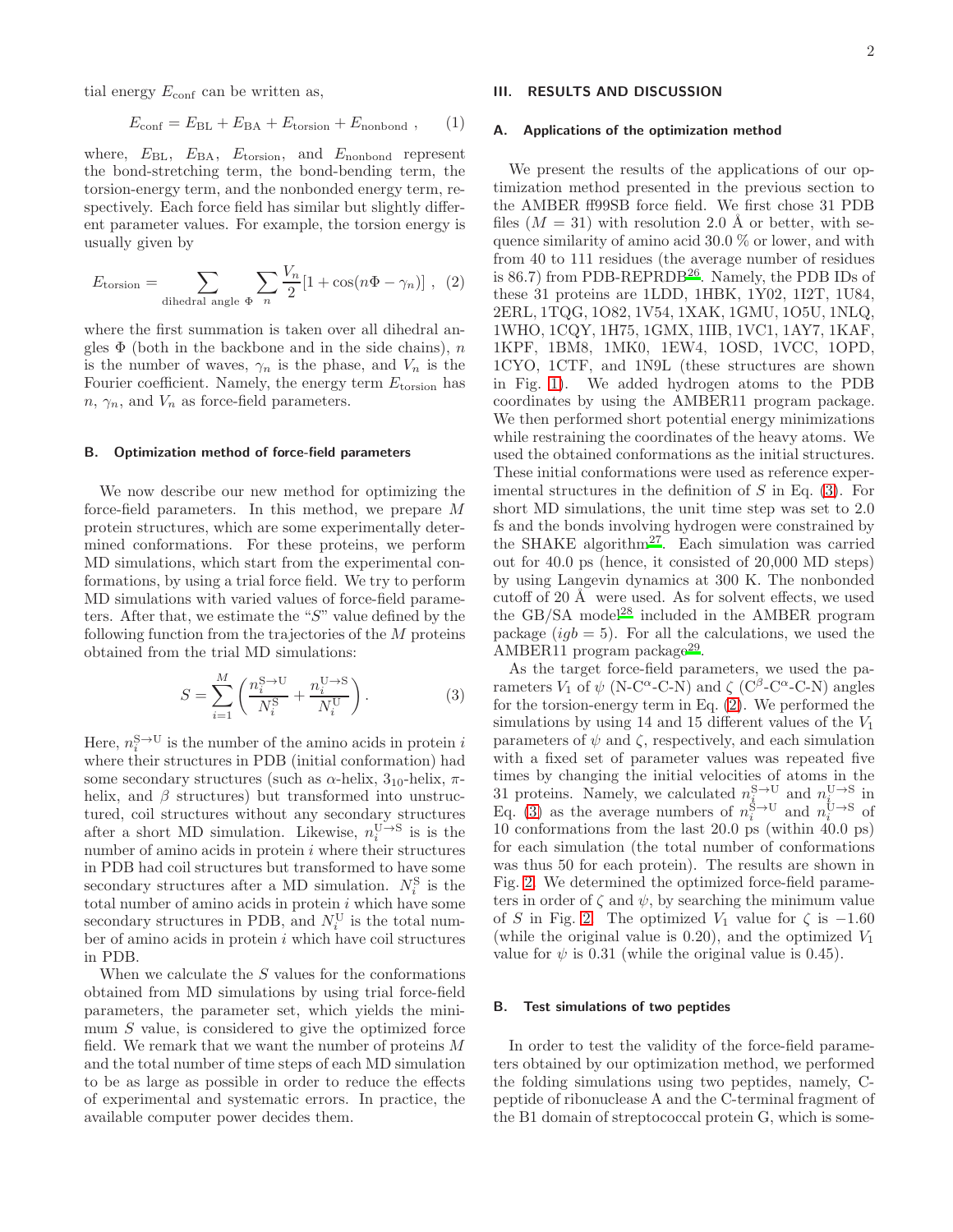tial energy $E_{\rm conf}$ can be written as,

$$E_{\rm conf} = E_{\rm BL} + E_{\rm BA} + E_{\rm torsion} + E_{\rm nonbond} \ , \qquad (1)$$

where, $E_{\rm BL}$, $E_{\rm BA}$, $E_{\rm torsion}$, and $E_{\rm nonbond}$ represent the bond-stretching term, the bond-bending term, the torsion-energy term, and the nonbonded energy term, respectively. Each force field has similar but slightly different parameter values. For example, the torsion energy is usually given by

$$E_{\rm torsion} = \sum_{\text{dihedral angle } \Phi} \sum_{n} \frac{V_n}{2} [1 + \cos(n\Phi - \gamma_n)] \ , \quad (2)$$

where the first summation is taken over all dihedral angles $\Phi$ (both in the backbone and in the side chains), $n$ is the number of waves, $\gamma_n$ is the phase, and $V_n$ is the Fourier coefficient. Namely, the energy term $E_{\rm torsion}$ has $n$, $\gamma_n$, and $V_n$ as force-field parameters.

### B. Optimization method of force-field parameters

We now describe our new method for optimizing the force-field parameters. In this method, we prepare $M$ protein structures, which are some experimentally determined conformations. For these proteins, we perform MD simulations, which start from the experimental conformations, by using a trial force field. We try to perform MD simulations with varied values of force-field parameters. After that, we estimate the "$S$" value defined by the following function from the trajectories of the $M$ proteins obtained from the trial MD simulations:

$$S = \sum_{i=1}^{M} \left( \frac{n_i^{\rm S \to U}}{N_i^{\rm S}} + \frac{n_i^{\rm U \to S}}{N_i^{\rm U}} \right) . \qquad (3)$$

Here, $n_i^{\rm S \to U}$ is the number of the amino acids in protein $i$ where their structures in PDB (initial conformation) had some secondary structures (such as $\alpha$-helix, $3_{10}$-helix, $\pi$-helix, and $\beta$ structures) but transformed into unstructured, coil structures without any secondary structures after a short MD simulation. Likewise, $n_i^{\rm U \to S}$ is is the number of amino acids in protein $i$ where their structures in PDB had coil structures but transformed to have some secondary structures after a MD simulation. $N_i^{\rm S}$ is the total number of amino acids in protein $i$ which have some secondary structures in PDB, and $N_i^{\rm U}$ is the total number of amino acids in protein $i$ which have coil structures in PDB.

When we calculate the $S$ values for the conformations obtained from MD simulations by using trial force-field parameters, the parameter set, which yields the minimum $S$ value, is considered to give the optimized force field. We remark that we want the number of proteins $M$ and the total number of time steps of each MD simulation to be as large as possible in order to reduce the effects of experimental and systematic errors. In practice, the available computer power decides them.

## III. RESULTS AND DISCUSSION

### A. Applications of the optimization method

We present the results of the applications of our optimization method presented in the previous section to the AMBER ff99SB force field. We first chose 31 PDB files ($M = 31$) with resolution 2.0 Å or better, with sequence similarity of amino acid 30.0 % or lower, and with from 40 to 111 residues (the average number of residues is 86.7) from PDB-REPRDB[26]. Namely, the PDB IDs of these 31 proteins are 1LDD, 1HBK, 1Y02, 1I2T, 1U84, 2ERL, 1TQG, 1O82, 1V54, 1XAK, 1GMU, 1O5U, 1NLQ, 1WHO, 1CQY, 1H75, 1GMX, 1IIB, 1VC1, 1AY7, 1KAF, 1KPF, 1BM8, 1MK0, 1EW4, 1OSD, 1VCC, 1OPD, 1CYO, 1CTF, and 1N9L (these structures are shown in Fig. 1). We added hydrogen atoms to the PDB coordinates by using the AMBER11 program package. We then performed short potential energy minimizations while restraining the coordinates of the heavy atoms. We used the obtained conformations as the initial structures. These initial conformations were used as reference experimental structures in the definition of $S$ in Eq. (3). For short MD simulations, the unit time step was set to 2.0 fs and the bonds involving hydrogen were constrained by the SHAKE algorithm[27]. Each simulation was carried out for 40.0 ps (hence, it consisted of 20,000 MD steps) by using Langevin dynamics at 300 K. The nonbonded cutoff of 20 Å were used. As for solvent effects, we used the GB/SA model[28] included in the AMBER program package ($igb = 5$). For all the calculations, we used the AMBER11 program package[29].

As the target force-field parameters, we used the parameters $V_1$ of $\psi$ (N-C$^{\alpha}$-C-N) and $\zeta$ (C$^{\beta}$-C$^{\alpha}$-C-N) angles for the torsion-energy term in Eq. (2). We performed the simulations by using 14 and 15 different values of the $V_1$ parameters of $\psi$ and $\zeta$, respectively, and each simulation with a fixed set of parameter values was repeated five times by changing the initial velocities of atoms in the 31 proteins. Namely, we calculated $n_i^{\rm S \to U}$ and $n_i^{\rm U \to S}$ in Eq. (3) as the average numbers of $n_i^{\rm S \to U}$ and $n_i^{\rm U \to S}$ of 10 conformations from the last 20.0 ps (within 40.0 ps) for each simulation (the total number of conformations was thus 50 for each protein). The results are shown in Fig. 2. We determined the optimized force-field parameters in order of $\zeta$ and $\psi$, by searching the minimum value of $S$ in Fig. 2. The optimized $V_1$ value for $\zeta$ is $-1.60$ (while the original value is 0.20), and the optimized $V_1$ value for $\psi$ is 0.31 (while the original value is 0.45).

### B. Test simulations of two peptides

In order to test the validity of the force-field parameters obtained by our optimization method, we performed the folding simulations using two peptides, namely, C-peptide of ribonuclease A and the C-terminal fragment of the B1 domain of streptococcal protein G, which is some-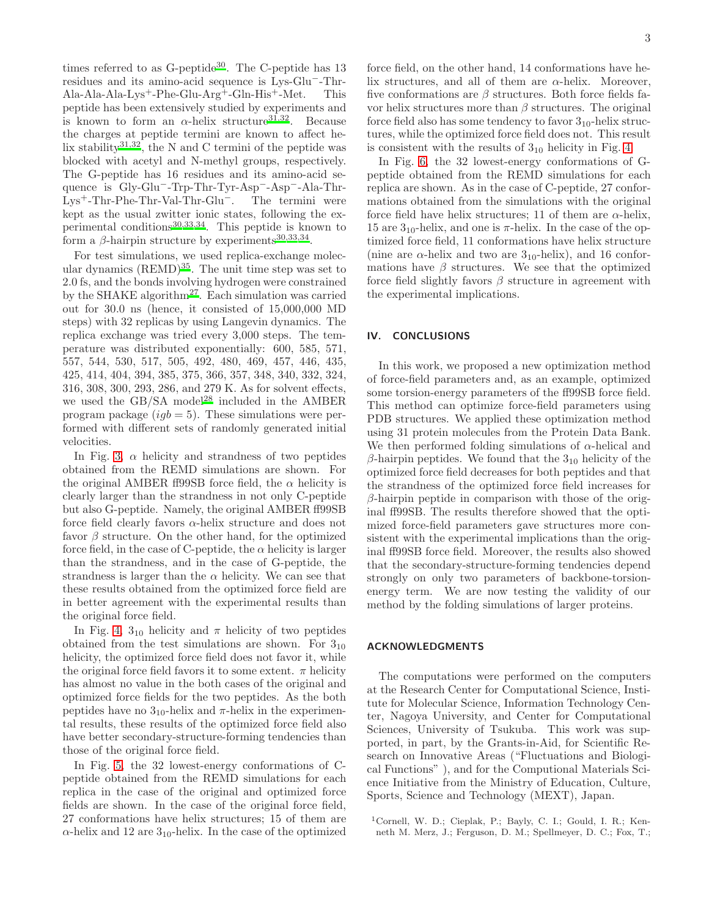times referred to as G-peptide[30]. The C-peptide has 13 residues and its amino-acid sequence is Lys-Glu$^-$-Thr-Ala-Ala-Ala-Lys$^+$-Phe-Glu-Arg$^+$-Gln-His$^+$-Met. This peptide has been extensively studied by experiments and is known to form an $\alpha$-helix structure[31,32]. Because the charges at peptide termini are known to affect helix stability[31,32], the N and C termini of the peptide was blocked with acetyl and N-methyl groups, respectively. The G-peptide has 16 residues and its amino-acid sequence is Gly-Glu$^-$-Trp-Thr-Tyr-Asp$^-$-Asp$^-$-Ala-Thr-Lys$^+$-Thr-Phe-Thr-Val-Thr-Glu$^-$. The termini were kept as the usual zwitter ionic states, following the experimental conditions[30,33,34]. This peptide is known to form a $\beta$-hairpin structure by experiments[30,33,34].

For test simulations, we used replica-exchange molecular dynamics (REMD)[35]. The unit time step was set to 2.0 fs, and the bonds involving hydrogen were constrained by the SHAKE algorithm[27]. Each simulation was carried out for 30.0 ns (hence, it consisted of 15,000,000 MD steps) with 32 replicas by using Langevin dynamics. The replica exchange was tried every 3,000 steps. The temperature was distributed exponentially: 600, 585, 571, 557, 544, 530, 517, 505, 492, 480, 469, 457, 446, 435, 425, 414, 404, 394, 385, 375, 366, 357, 348, 340, 332, 324, 316, 308, 300, 293, 286, and 279 K. As for solvent effects, we used the GB/SA model[28] included in the AMBER program package ($igb = 5$). These simulations were performed with different sets of randomly generated initial velocities.

In Fig. 3, $\alpha$ helicity and strandness of two peptides obtained from the REMD simulations are shown. For the original AMBER ff99SB force field, the $\alpha$ helicity is clearly larger than the strandness in not only C-peptide but also G-peptide. Namely, the original AMBER ff99SB force field clearly favors $\alpha$-helix structure and does not favor $\beta$ structure. On the other hand, for the optimized force field, in the case of C-peptide, the $\alpha$ helicity is larger than the strandness, and in the case of G-peptide, the strandness is larger than the $\alpha$ helicity. We can see that these results obtained from the optimized force field are in better agreement with the experimental results than the original force field.

In Fig. 4, $3_{10}$ helicity and $\pi$ helicity of two peptides obtained from the test simulations are shown. For $3_{10}$ helicity, the optimized force field does not favor it, while the original force field favors it to some extent. $\pi$ helicity has almost no value in the both cases of the original and optimized force fields for the two peptides. As the both peptides have no $3_{10}$-helix and $\pi$-helix in the experimental results, these results of the optimized force field also have better secondary-structure-forming tendencies than those of the original force field.

In Fig. 5, the 32 lowest-energy conformations of C-peptide obtained from the REMD simulations for each replica in the case of the original and optimized force fields are shown. In the case of the original force field, 27 conformations have helix structures; 15 of them are $\alpha$-helix and 12 are $3_{10}$-helix. In the case of the optimized force field, on the other hand, 14 conformations have helix structures, and all of them are $\alpha$-helix. Moreover, five conformations are $\beta$ structures. Both force fields favor helix structures more than $\beta$ structures. The original force field also has some tendency to favor $3_{10}$-helix structures, while the optimized force field does not. This result is consistent with the results of $3_{10}$ helicity in Fig. 4.

In Fig. 6, the 32 lowest-energy conformations of G-peptide obtained from the REMD simulations for each replica are shown. As in the case of C-peptide, 27 conformations obtained from the simulations with the original force field have helix structures; 11 of them are $\alpha$-helix, 15 are $3_{10}$-helix, and one is $\pi$-helix. In the case of the optimized force field, 11 conformations have helix structure (nine are $\alpha$-helix and two are $3_{10}$-helix), and 16 conformations have $\beta$ structures. We see that the optimized force field slightly favors $\beta$ structure in agreement with the experimental implications.

## IV. CONCLUSIONS

In this work, we proposed a new optimization method of force-field parameters and, as an example, optimized some torsion-energy parameters of the ff99SB force field. This method can optimize force-field parameters using PDB structures. We applied these optimization method using 31 protein molecules from the Protein Data Bank. We then performed folding simulations of $\alpha$-helical and $\beta$-hairpin peptides. We found that the $3_{10}$ helicity of the optimized force field decreases for both peptides and that the strandness of the optimized force field increases for $\beta$-hairpin peptide in comparison with those of the original ff99SB. The results therefore showed that the optimized force-field parameters gave structures more consistent with the experimental implications than the original ff99SB force field. Moreover, the results also showed that the secondary-structure-forming tendencies depend strongly on only two parameters of backbone-torsion-energy term. We are now testing the validity of our method by the folding simulations of larger proteins.

## ACKNOWLEDGMENTS

The computations were performed on the computers at the Research Center for Computational Science, Institute for Molecular Science, Information Technology Center, Nagoya University, and Center for Computational Sciences, University of Tsukuba. This work was supported, in part, by the Grants-in-Aid, for Scientific Research on Innovative Areas ("Fluctuations and Biological Functions" ), and for the Computional Materials Science Initiative from the Ministry of Education, Culture, Sports, Science and Technology (MEXT), Japan.

[1] Cornell, W. D.; Cieplak, P.; Bayly, C. I.; Gould, I. R.; Kenneth M. Merz, J.; Ferguson, D. M.; Spellmeyer, D. C.; Fox, T.;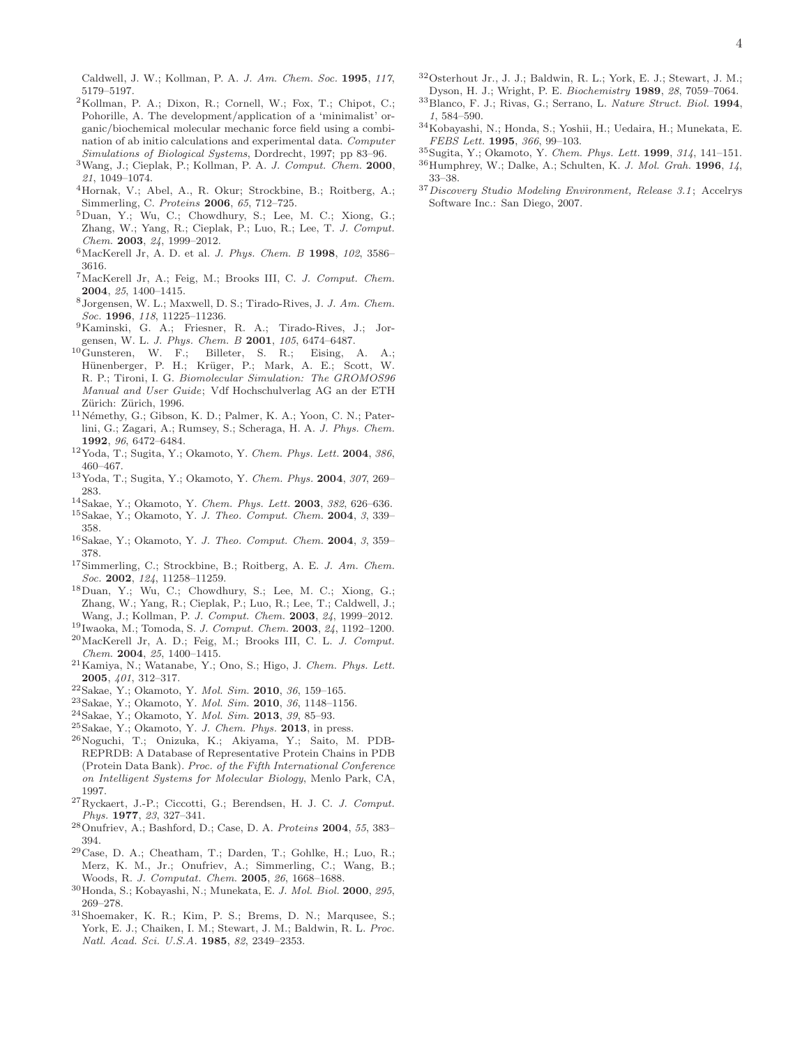Caldwell, J. W.; Kollman, P. A. *J. Am. Chem. Soc.* **1995**, *117*, 5179–5197.

[2] Kollman, P. A.; Dixon, R.; Cornell, W.; Fox, T.; Chipot, C.; Pohorille, A. The development/application of a 'minimalist' organic/biochemical molecular mechanic force field using a combination of ab initio calculations and experimental data. *Computer Simulations of Biological Systems*, Dordrecht, 1997; pp 83–96.

[3] Wang, J.; Cieplak, P.; Kollman, P. A. *J. Comput. Chem.* **2000**, *21*, 1049–1074.

[4] Hornak, V.; Abel, A., R. Okur; Strockbine, B.; Roitberg, A.; Simmerling, C. *Proteins* **2006**, *65*, 712–725.

[5] Duan, Y.; Wu, C.; Chowdhury, S.; Lee, M. C.; Xiong, G.; Zhang, W.; Yang, R.; Cieplak, P.; Luo, R.; Lee, T. *J. Comput. Chem.* **2003**, *24*, 1999–2012.

[6] MacKerell Jr, A. D. et al. *J. Phys. Chem. B* **1998**, *102*, 3586–3616.

[7] MacKerell Jr, A.; Feig, M.; Brooks III, C. *J. Comput. Chem.* **2004**, *25*, 1400–1415.

[8] Jorgensen, W. L.; Maxwell, D. S.; Tirado-Rives, J. *J. Am. Chem. Soc.* **1996**, *118*, 11225–11236.

[9] Kaminski, G. A.; Friesner, R. A.; Tirado-Rives, J.; Jorgensen, W. L. *J. Phys. Chem. B* **2001**, *105*, 6474–6487.

[10] Gunsteren, W. F.; Billeter, S. R.; Eising, A. A.; Hünenberger, P. H.; Krüger, P.; Mark, A. E.; Scott, W. R. P.; Tironi, I. G. *Biomolecular Simulation: The GROMOS96 Manual and User Guide*; Vdf Hochschulverlag AG an der ETH Zürich: Zürich, 1996.

[11] Némethy, G.; Gibson, K. D.; Palmer, K. A.; Yoon, C. N.; Paterlini, G.; Zagari, A.; Rumsey, S.; Scheraga, H. A. *J. Phys. Chem.* **1992**, *96*, 6472–6484.

[12] Yoda, T.; Sugita, Y.; Okamoto, Y. *Chem. Phys. Lett.* **2004**, *386*, 460–467.

[13] Yoda, T.; Sugita, Y.; Okamoto, Y. *Chem. Phys.* **2004**, *307*, 269–283.

[14] Sakae, Y.; Okamoto, Y. *Chem. Phys. Lett.* **2003**, *382*, 626–636.

[15] Sakae, Y.; Okamoto, Y. *J. Theo. Comput. Chem.* **2004**, *3*, 339–358.

[16] Sakae, Y.; Okamoto, Y. *J. Theo. Comput. Chem.* **2004**, *3*, 359–378.

[17] Simmerling, C.; Strockbine, B.; Roitberg, A. E. *J. Am. Chem. Soc.* **2002**, *124*, 11258–11259.

[18] Duan, Y.; Wu, C.; Chowdhury, S.; Lee, M. C.; Xiong, G.; Zhang, W.; Yang, R.; Cieplak, P.; Luo, R.; Lee, T.; Caldwell, J.; Wang, J.; Kollman, P. *J. Comput. Chem.* **2003**, *24*, 1999–2012.

[19] Iwaoka, M.; Tomoda, S. *J. Comput. Chem.* **2003**, *24*, 1192–1200.

[20] MacKerell Jr, A. D.; Feig, M.; Brooks III, C. L. *J. Comput. Chem.* **2004**, *25*, 1400–1415.

[21] Kamiya, N.; Watanabe, Y.; Ono, S.; Higo, J. *Chem. Phys. Lett.* **2005**, *401*, 312–317.

[22] Sakae, Y.; Okamoto, Y. *Mol. Sim.* **2010**, *36*, 159–165.

[23] Sakae, Y.; Okamoto, Y. *Mol. Sim.* **2010**, *36*, 1148–1156.

[24] Sakae, Y.; Okamoto, Y. *Mol. Sim.* **2013**, *39*, 85–93.

[25] Sakae, Y.; Okamoto, Y. *J. Chem. Phys.* **2013**, in press.

[26] Noguchi, T.; Onizuka, K.; Akiyama, Y.; Saito, M. PDB-REPRDB: A Database of Representative Protein Chains in PDB (Protein Data Bank). *Proc. of the Fifth International Conference on Intelligent Systems for Molecular Biology*, Menlo Park, CA, 1997.

[27] Ryckaert, J.-P.; Ciccotti, G.; Berendsen, H. J. C. *J. Comput. Phys.* **1977**, *23*, 327–341.

[28] Onufriev, A.; Bashford, D.; Case, D. A. *Proteins* **2004**, *55*, 383–394.

[29] Case, D. A.; Cheatham, T.; Darden, T.; Gohlke, H.; Luo, R.; Merz, K. M., Jr.; Onufriev, A.; Simmerling, C.; Wang, B.; Woods, R. *J. Computat. Chem.* **2005**, *26*, 1668–1688.

[30] Honda, S.; Kobayashi, N.; Munekata, E. *J. Mol. Biol.* **2000**, *295*, 269–278.

[31] Shoemaker, K. R.; Kim, P. S.; Brems, D. N.; Marqusee, S.; York, E. J.; Chaiken, I. M.; Stewart, J. M.; Baldwin, R. L. *Proc. Natl. Acad. Sci. U.S.A.* **1985**, *82*, 2349–2353.

[32] Osterhout Jr., J. J.; Baldwin, R. L.; York, E. J.; Stewart, J. M.; Dyson, H. J.; Wright, P. E. *Biochemistry* **1989**, *28*, 7059–7064.

[33] Blanco, F. J.; Rivas, G.; Serrano, L. *Nature Struct. Biol.* **1994**, *1*, 584–590.

[34] Kobayashi, N.; Honda, S.; Yoshii, H.; Uedaira, H.; Munekata, E. *FEBS Lett.* **1995**, *366*, 99–103.

[35] Sugita, Y.; Okamoto, Y. *Chem. Phys. Lett.* **1999**, *314*, 141–151.

[36] Humphrey, W.; Dalke, A.; Schulten, K. *J. Mol. Grah.* **1996**, *14*, 33–38.

[37] *Discovery Studio Modeling Environment, Release 3.1*; Accelrys Software Inc.: San Diego, 2007.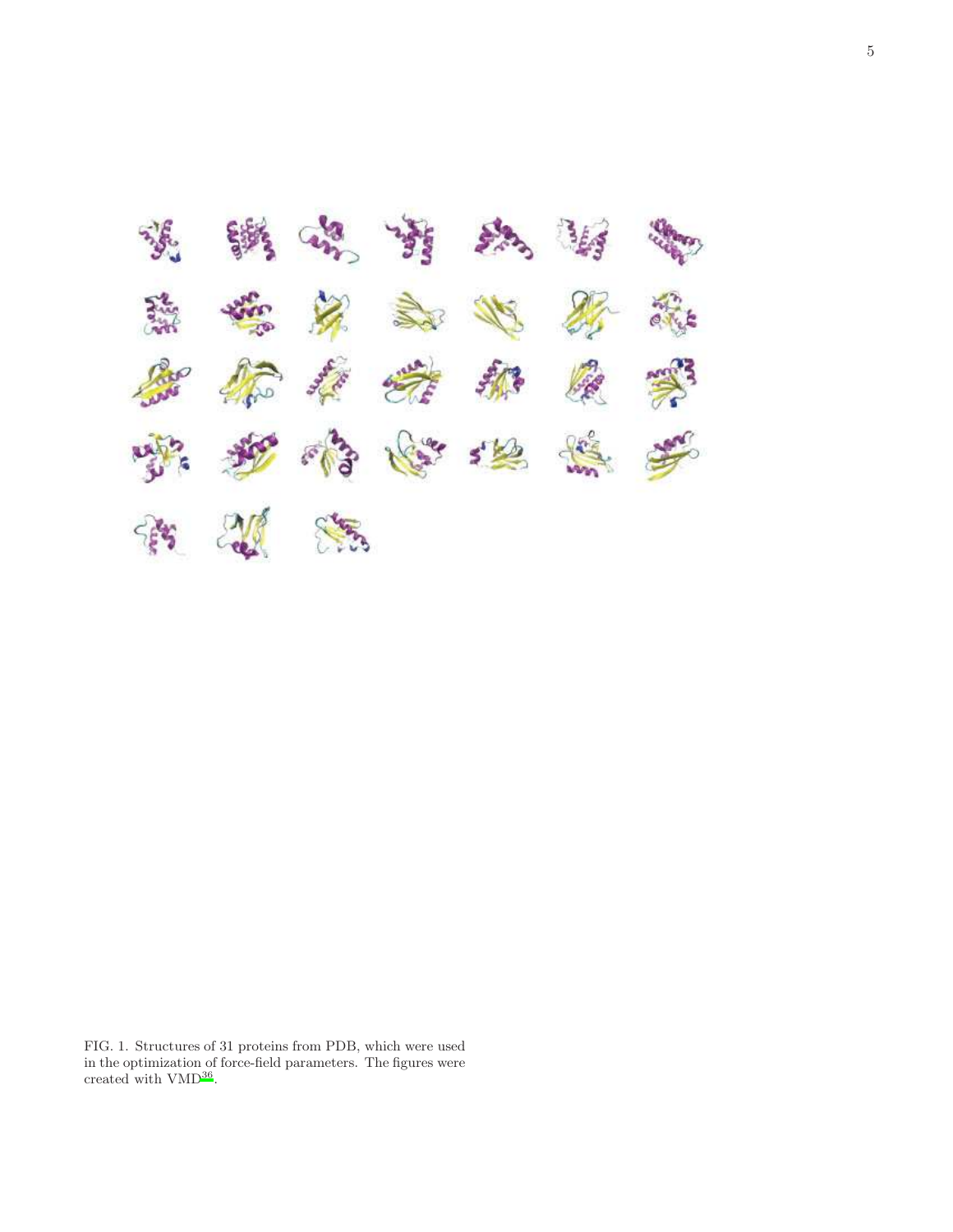FIG. 1. Structures of 31 proteins from PDB, which were used in the optimization of force-field parameters. The figures were created with VMD[36].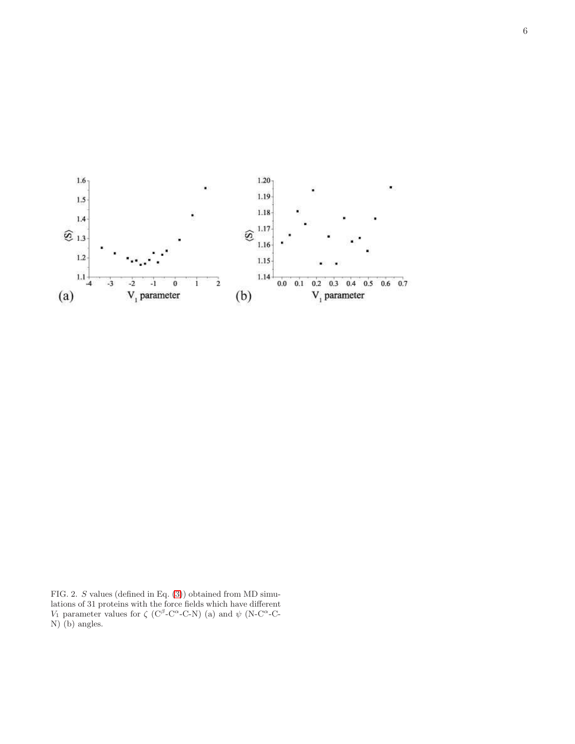FIG. 2. $S$ values (defined in Eq. (3)) obtained from MD simulations of 31 proteins with the force fields which have different $V_1$ parameter values for $\zeta$ ($C^{\beta}$-$C^{\alpha}$-C-N) (a) and $\psi$ (N-$C^{\alpha}$-C-N) (b) angles.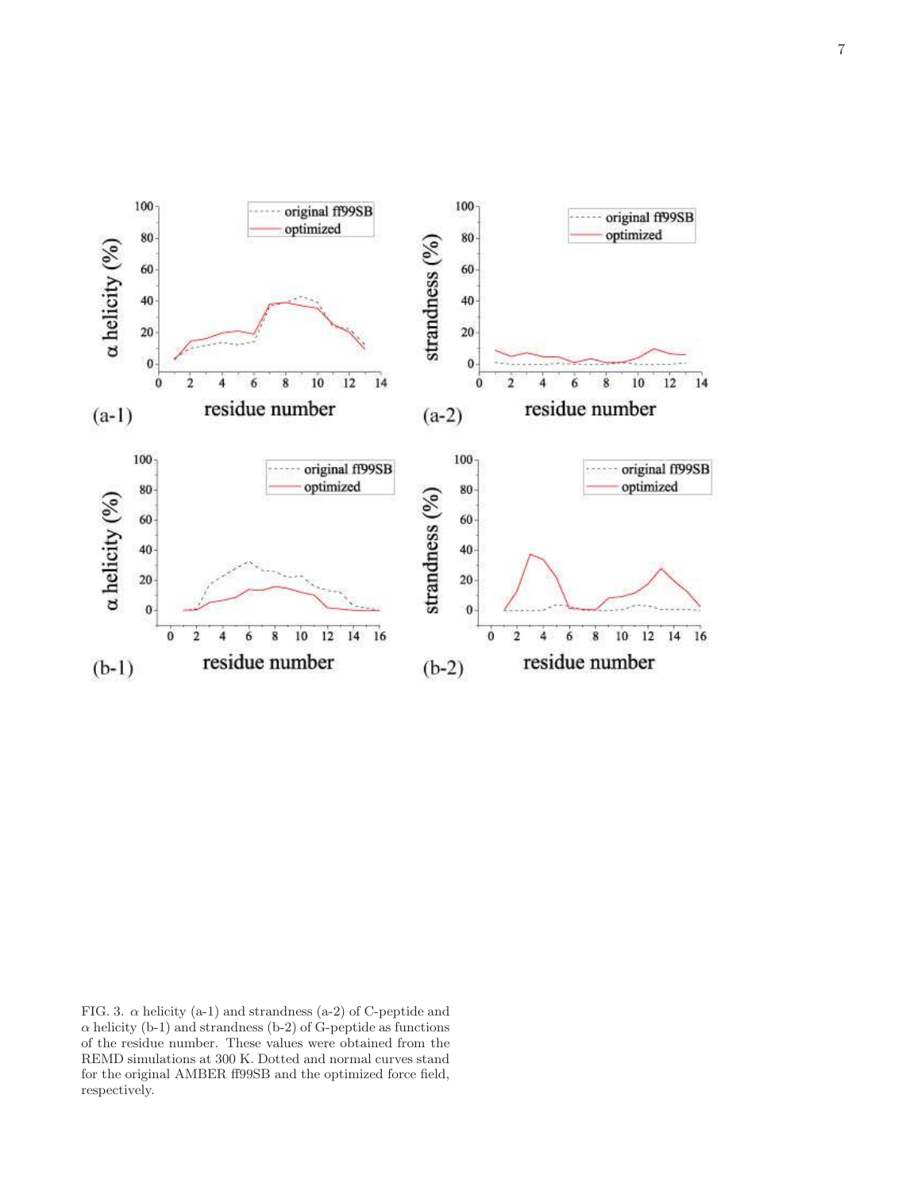FIG. 3. $\alpha$ helicity (a-1) and strandness (a-2) of C-peptide and $\alpha$ helicity (b-1) and strandness (b-2) of G-peptide as functions of the residue number. These values were obtained from the REMD simulations at 300 K. Dotted and normal curves stand for the original AMBER ff99SB and the optimized force field, respectively.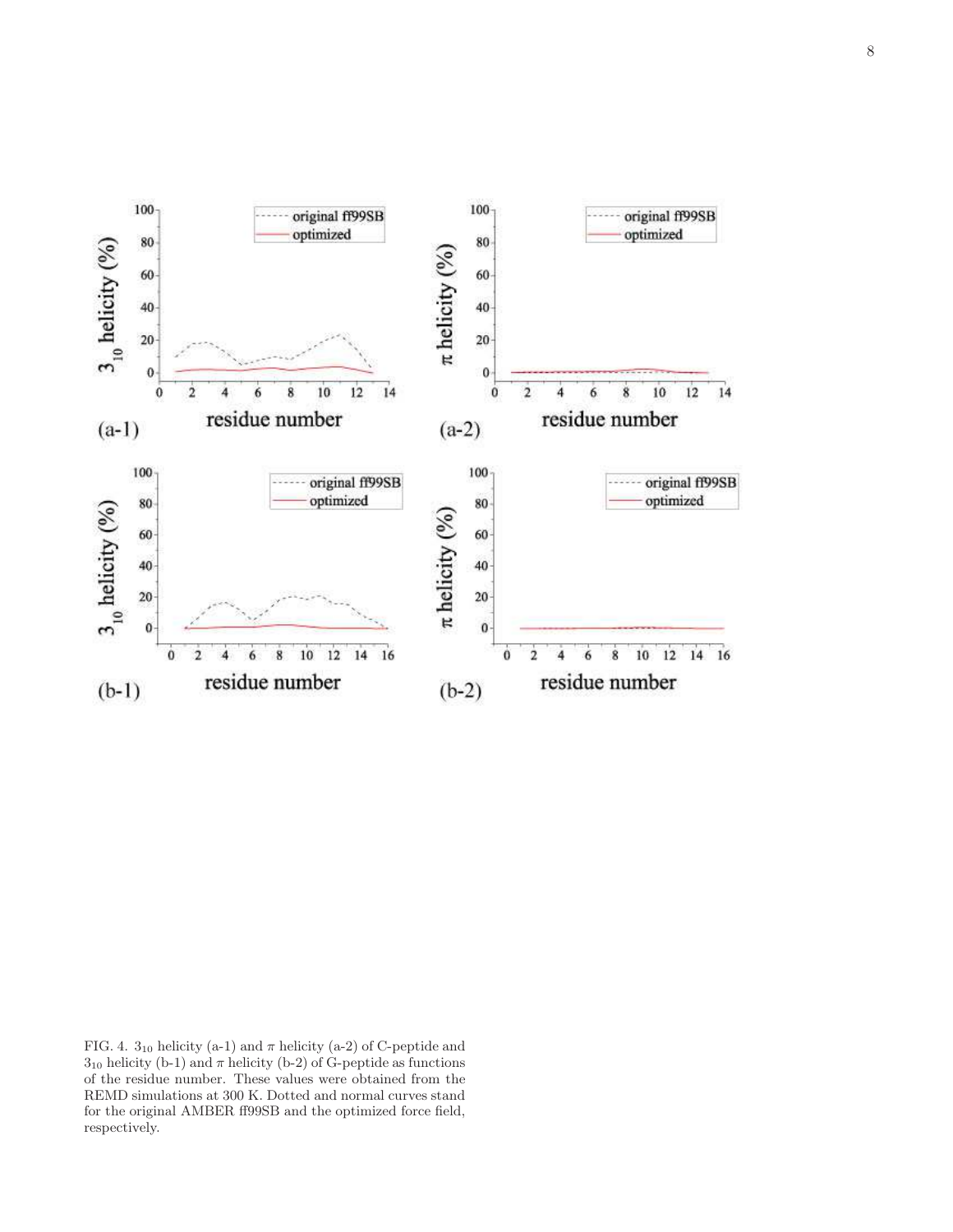FIG. 4. $3_{10}$ helicity (a-1) and $\pi$ helicity (a-2) of C-peptide and $3_{10}$ helicity (b-1) and $\pi$ helicity (b-2) of G-peptide as functions of the residue number. These values were obtained from the REMD simulations at 300 K. Dotted and normal curves stand for the original AMBER ff99SB and the optimized force field, respectively.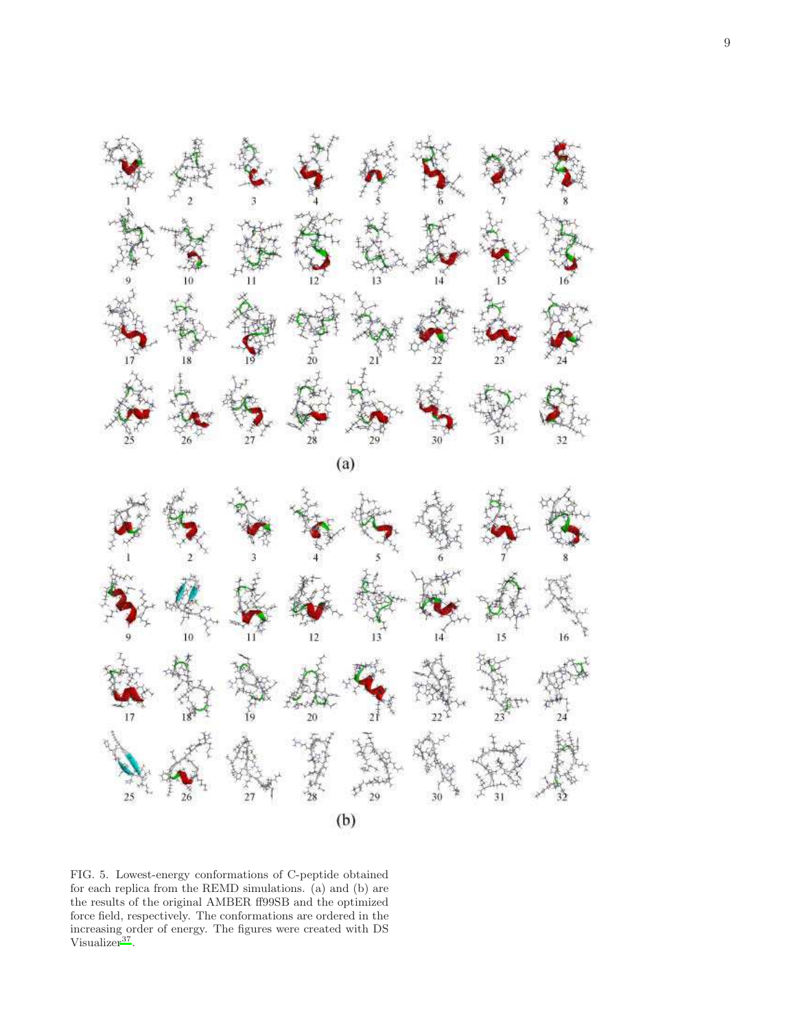FIG. 5. Lowest-energy conformations of C-peptide obtained for each replica from the REMD simulations. (a) and (b) are the results of the original AMBER ff99SB and the optimized force field, respectively. The conformations are ordered in the increasing order of energy. The figures were created with DS Visualizer[37].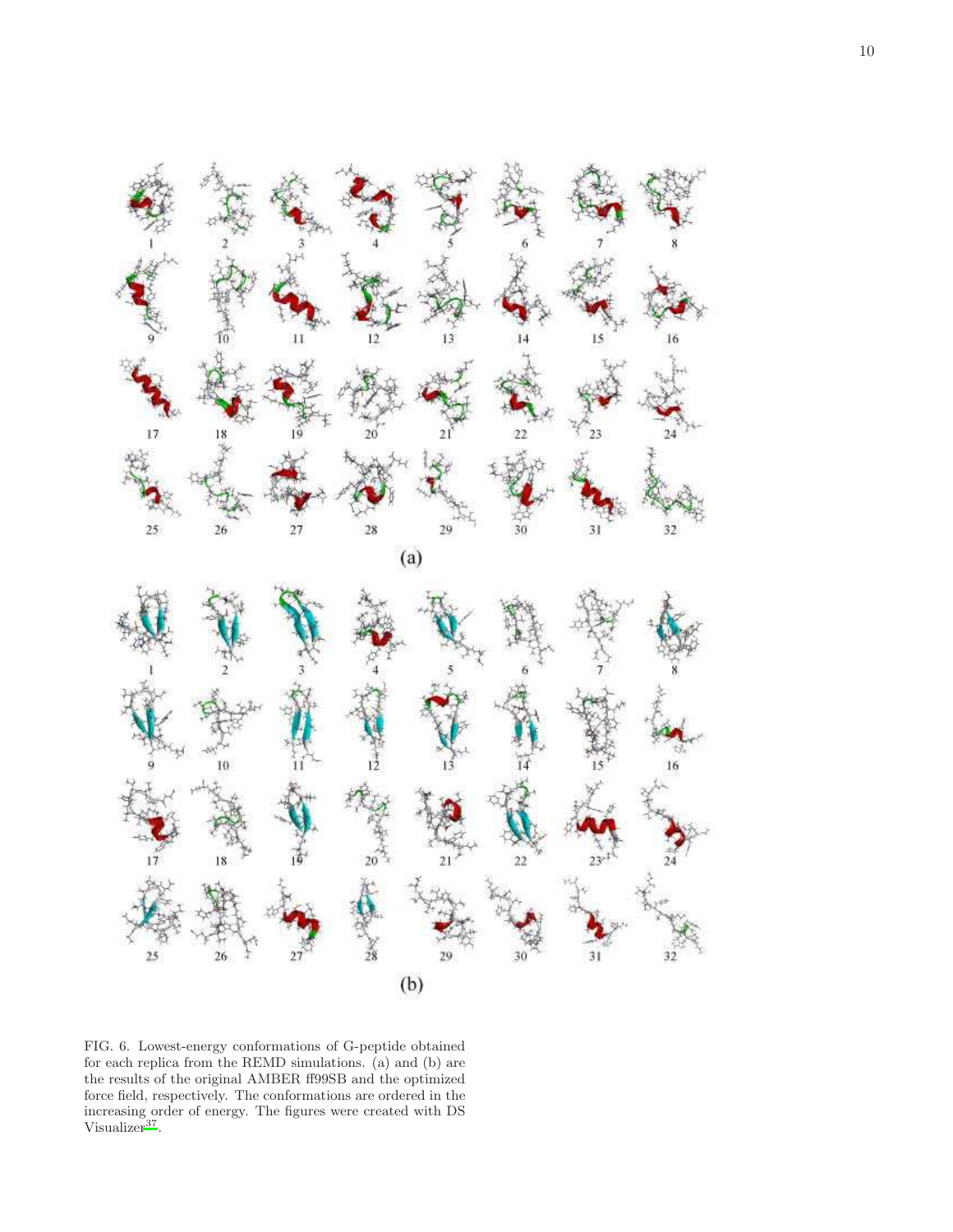FIG. 6. Lowest-energy conformations of G-peptide obtained for each replica from the REMD simulations. (a) and (b) are the results of the original AMBER ff99SB and the optimized force field, respectively. The conformations are ordered in the increasing order of energy. The figures were created with DS Visualizer[37].